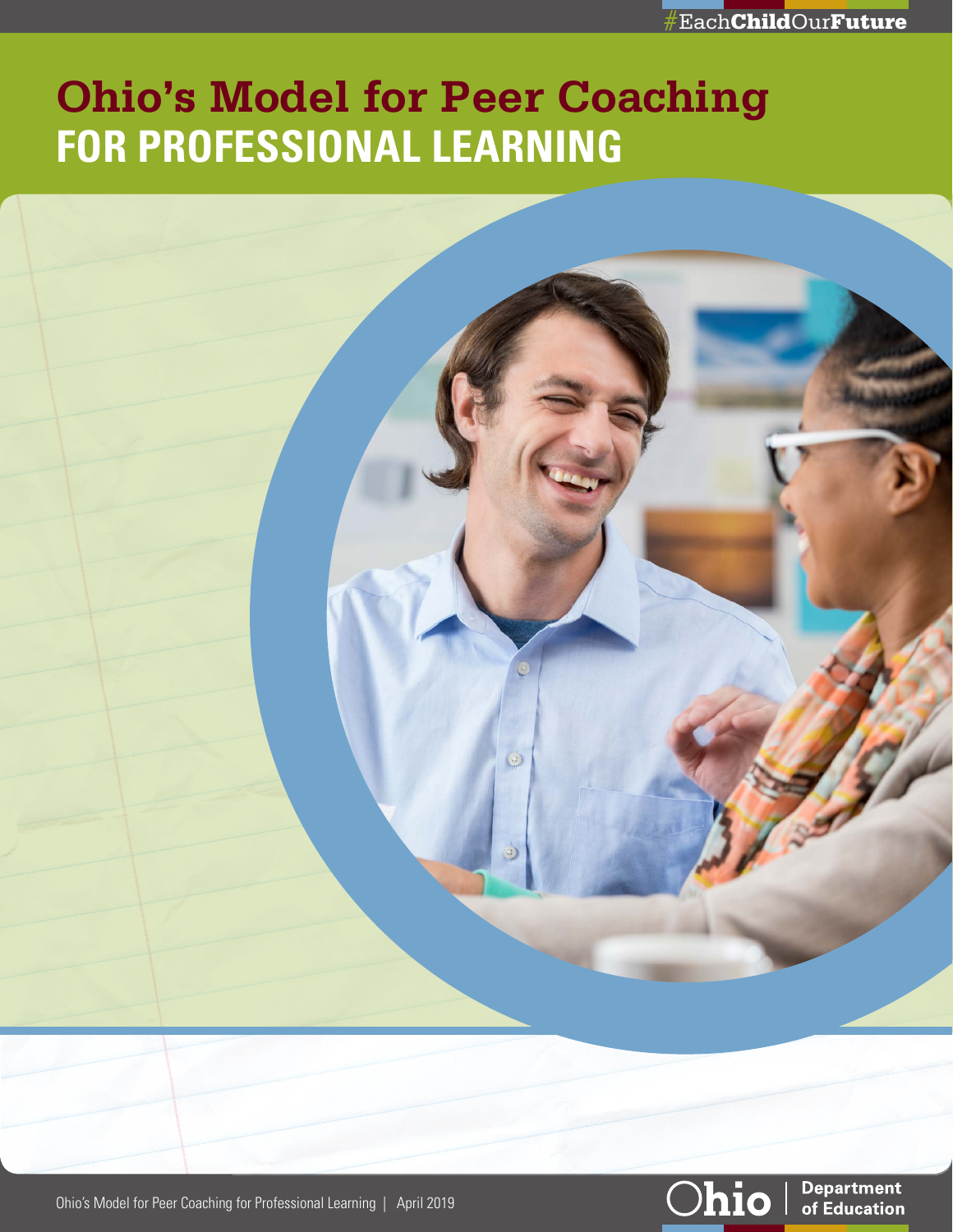#EachChildOurFuture

# Ohio's Model for Peer Coaching
# FOR PROFESSIONAL LEARNING

Ohio's Model for Peer Coaching for Professional Learning | April 2019

Ohio | Department of Education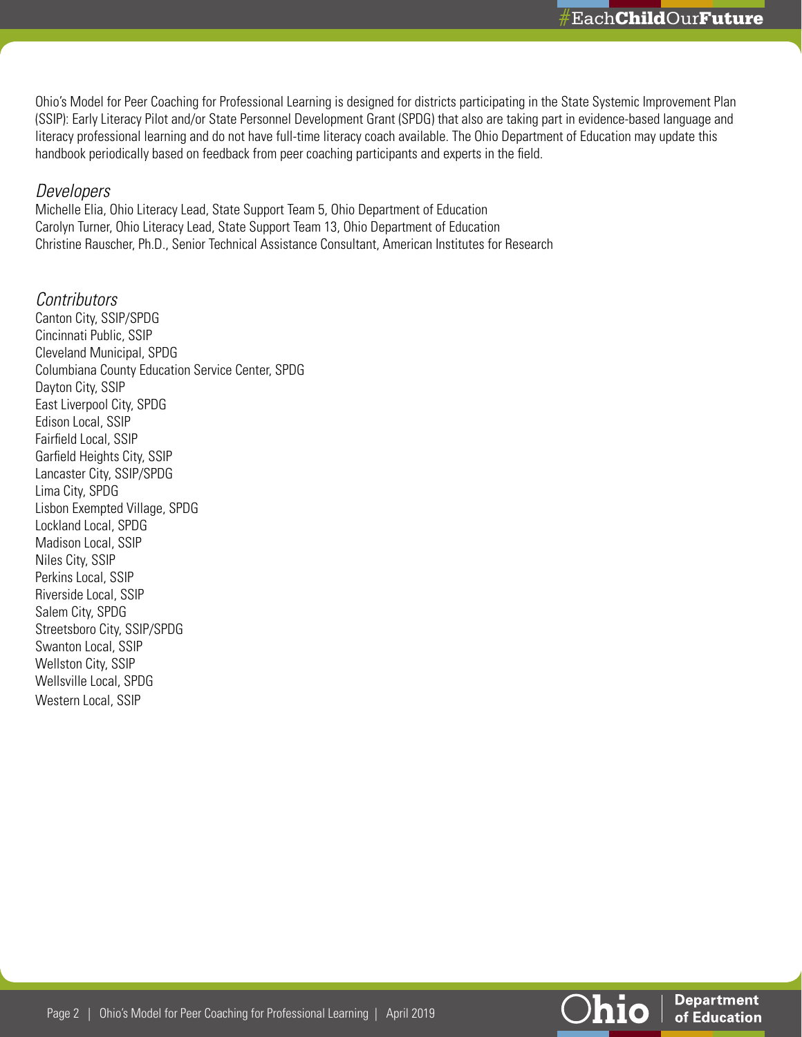Ohio's Model for Peer Coaching for Professional Learning is designed for districts participating in the State Systemic Improvement Plan (SSIP): Early Literacy Pilot and/or State Personnel Development Grant (SPDG) that also are taking part in evidence-based language and literacy professional learning and do not have full-time literacy coach available. The Ohio Department of Education may update this handbook periodically based on feedback from peer coaching participants and experts in the field.

## *Developers*

Michelle Elia, Ohio Literacy Lead, State Support Team 5, Ohio Department of Education
Carolyn Turner, Ohio Literacy Lead, State Support Team 13, Ohio Department of Education
Christine Rauscher, Ph.D., Senior Technical Assistance Consultant, American Institutes for Research

## *Contributors*

Canton City, SSIP/SPDG
Cincinnati Public, SSIP
Cleveland Municipal, SPDG
Columbiana County Education Service Center, SPDG
Dayton City, SSIP
East Liverpool City, SPDG
Edison Local, SSIP
Fairfield Local, SSIP
Garfield Heights City, SSIP
Lancaster City, SSIP/SPDG
Lima City, SPDG
Lisbon Exempted Village, SPDG
Lockland Local, SPDG
Madison Local, SSIP
Niles City, SSIP
Perkins Local, SSIP
Riverside Local, SSIP
Salem City, SPDG
Streetsboro City, SSIP/SPDG
Swanton Local, SSIP
Wellston City, SSIP
Wellsville Local, SPDG
Western Local, SSIP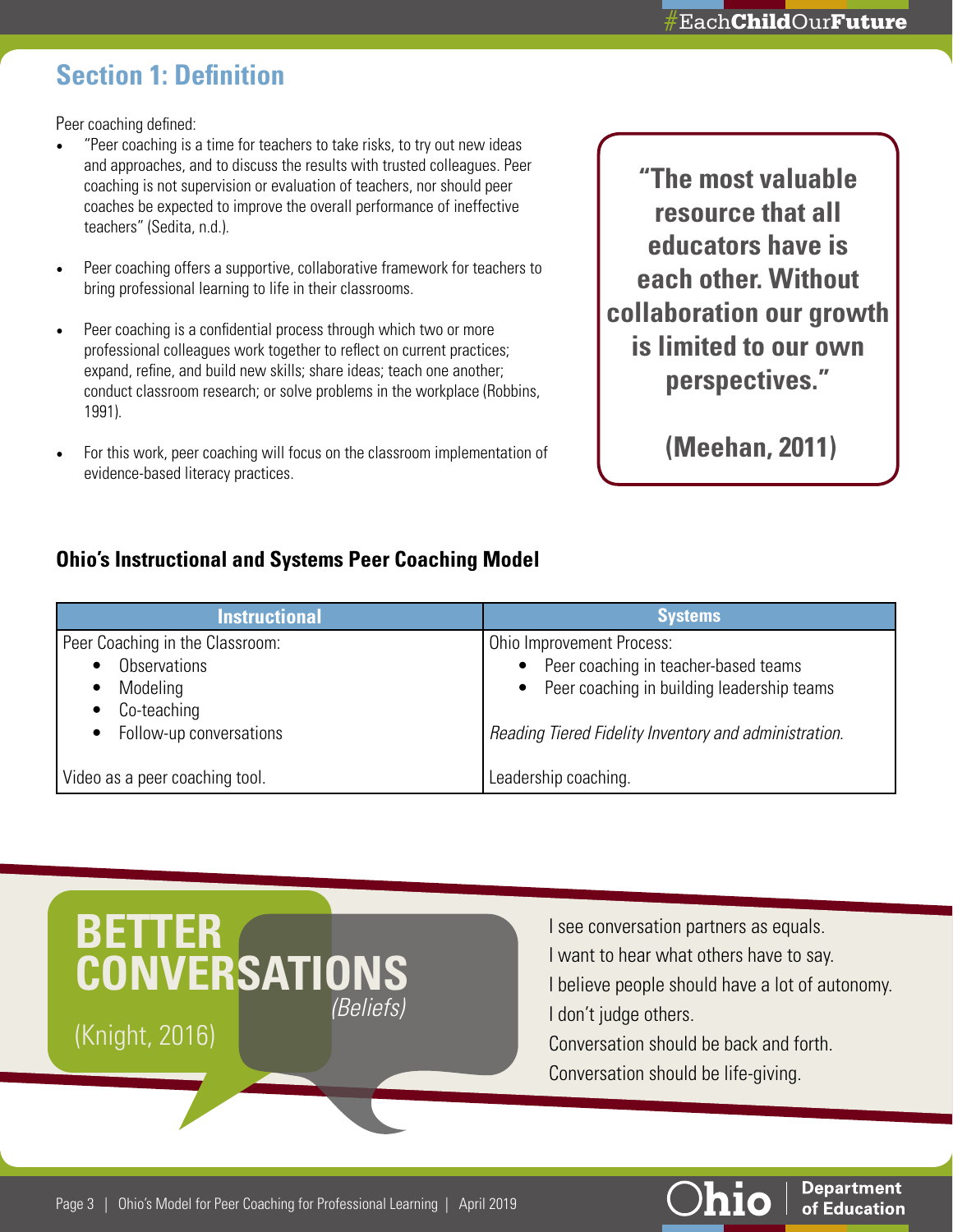## Section 1: Definition

Peer coaching defined:

- "Peer coaching is a time for teachers to take risks, to try out new ideas and approaches, and to discuss the results with trusted colleagues. Peer coaching is not supervision or evaluation of teachers, nor should peer coaches be expected to improve the overall performance of ineffective teachers" (Sedita, n.d.).
- Peer coaching offers a supportive, collaborative framework for teachers to bring professional learning to life in their classrooms.
- Peer coaching is a confidential process through which two or more professional colleagues work together to reflect on current practices; expand, refine, and build new skills; share ideas; teach one another; conduct classroom research; or solve problems in the workplace (Robbins, 1991).
- For this work, peer coaching will focus on the classroom implementation of evidence-based literacy practices.

**"The most valuable resource that all educators have is each other. Without collaboration our growth is limited to our own perspectives."**

**(Meehan, 2011)**

### Ohio's Instructional and Systems Peer Coaching Model

| Instructional | Systems |
|---|---|
| Peer Coaching in the Classroom:<br>• Observations<br>• Modeling<br>• Co-teaching<br>• Follow-up conversations | Ohio Improvement Process:<br>• Peer coaching in teacher-based teams<br>• Peer coaching in building leadership teams<br><br>*Reading Tiered Fidelity Inventory and administration.* |
| Video as a peer coaching tool. | Leadership coaching. |

**BETTER CONVERSATIONS** *(Beliefs)*

(Knight, 2016)

I see conversation partners as equals.
I want to hear what others have to say.
I believe people should have a lot of autonomy.
I don't judge others.
Conversation should be back and forth.
Conversation should be life-giving.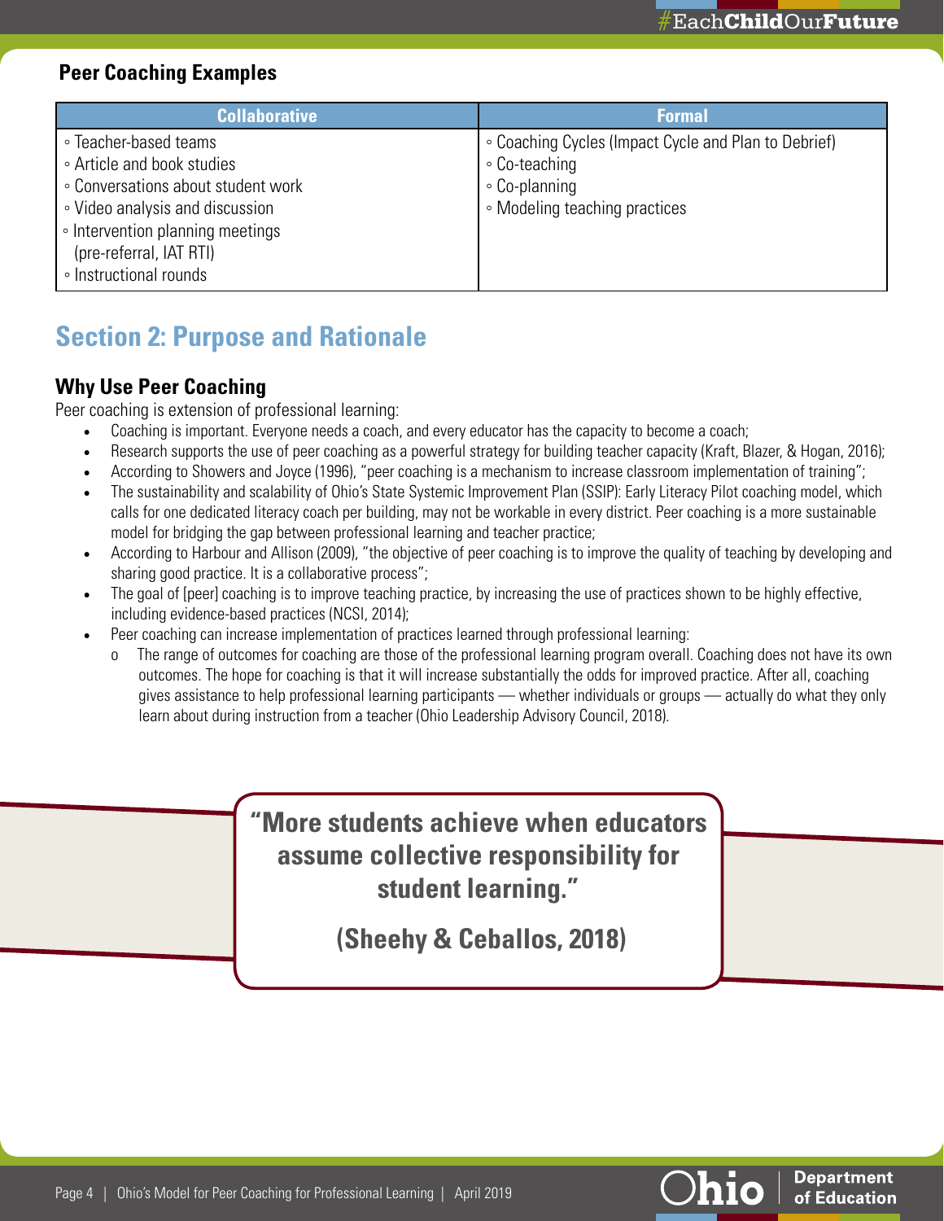### Peer Coaching Examples

| Collaborative | Formal |
|---|---|
| ◦ Teacher-based teams<br>◦ Article and book studies<br>◦ Conversations about student work<br>◦ Video analysis and discussion<br>◦ Intervention planning meetings (pre-referral, IAT RTI)<br>◦ Instructional rounds | ◦ Coaching Cycles (Impact Cycle and Plan to Debrief)<br>◦ Co-teaching<br>◦ Co-planning<br>◦ Modeling teaching practices |

## Section 2: Purpose and Rationale

### Why Use Peer Coaching

Peer coaching is extension of professional learning:

- Coaching is important. Everyone needs a coach, and every educator has the capacity to become a coach;
- Research supports the use of peer coaching as a powerful strategy for building teacher capacity (Kraft, Blazer, & Hogan, 2016);
- According to Showers and Joyce (1996), "peer coaching is a mechanism to increase classroom implementation of training";
- The sustainability and scalability of Ohio's State Systemic Improvement Plan (SSIP): Early Literacy Pilot coaching model, which calls for one dedicated literacy coach per building, may not be workable in every district. Peer coaching is a more sustainable model for bridging the gap between professional learning and teacher practice;
- According to Harbour and Allison (2009), "the objective of peer coaching is to improve the quality of teaching by developing and sharing good practice. It is a collaborative process";
- The goal of [peer] coaching is to improve teaching practice, by increasing the use of practices shown to be highly effective, including evidence-based practices (NCSI, 2014);
- Peer coaching can increase implementation of practices learned through professional learning:
  - The range of outcomes for coaching are those of the professional learning program overall. Coaching does not have its own outcomes. The hope for coaching is that it will increase substantially the odds for improved practice. After all, coaching gives assistance to help professional learning participants — whether individuals or groups — actually do what they only learn about during instruction from a teacher (Ohio Leadership Advisory Council, 2018).

> **"More students achieve when educators assume collective responsibility for student learning."**
>
> **(Sheehy & Ceballos, 2018)**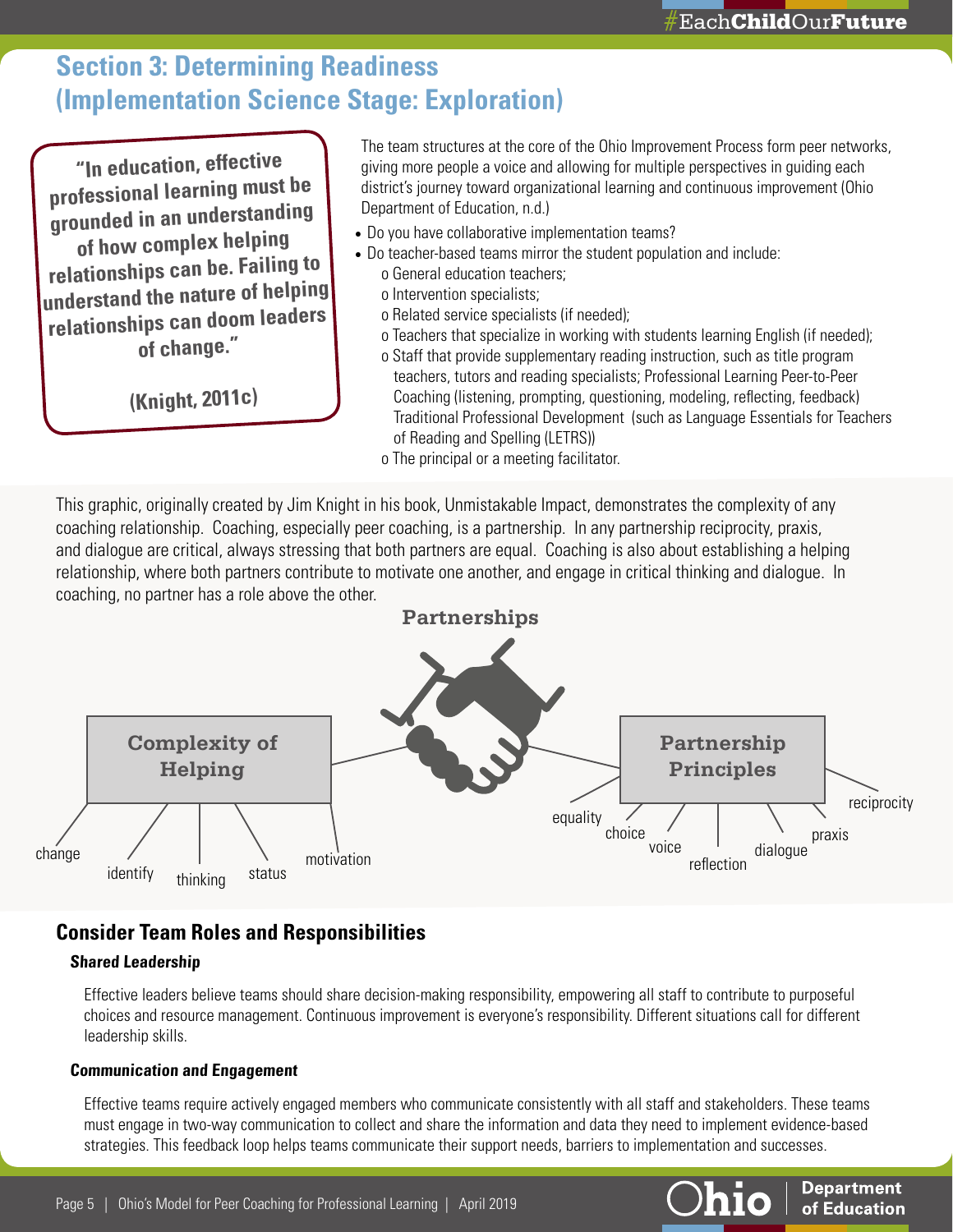## Section 3: Determining Readiness (Implementation Science Stage: Exploration)

> **"In education, effective professional learning must be grounded in an understanding of how complex helping relationships can be. Failing to understand the nature of helping relationships can doom leaders of change."**
>
> **(Knight, 2011c)**

The team structures at the core of the Ohio Improvement Process form peer networks, giving more people a voice and allowing for multiple perspectives in guiding each district's journey toward organizational learning and continuous improvement (Ohio Department of Education, n.d.)

- Do you have collaborative implementation teams?
- Do teacher-based teams mirror the student population and include:
  - General education teachers;
  - Intervention specialists;
  - Related service specialists (if needed);
  - Teachers that specialize in working with students learning English (if needed);
  - Staff that provide supplementary reading instruction, such as title program teachers, tutors and reading specialists; Professional Learning Peer-to-Peer Coaching (listening, prompting, questioning, modeling, reflecting, feedback) Traditional Professional Development (such as Language Essentials for Teachers of Reading and Spelling (LETRS))
  - The principal or a meeting facilitator.

This graphic, originally created by Jim Knight in his book, Unmistakable Impact, demonstrates the complexity of any coaching relationship. Coaching, especially peer coaching, is a partnership. In any partnership reciprocity, praxis, and dialogue are critical, always stressing that both partners are equal. Coaching is also about establishing a helping relationship, where both partners contribute to motivate one another, and engage in critical thinking and dialogue. In coaching, no partner has a role above the other.

**Partnerships**

**Complexity of Helping**: change, identify, thinking, status, motivation

**Partnership Principles**: equality, choice, voice, reflection, dialogue, praxis, reciprocity

## Consider Team Roles and Responsibilities

***Shared Leadership***

Effective leaders believe teams should share decision-making responsibility, empowering all staff to contribute to purposeful choices and resource management. Continuous improvement is everyone's responsibility. Different situations call for different leadership skills.

***Communication and Engagement***

Effective teams require actively engaged members who communicate consistently with all staff and stakeholders. These teams must engage in two-way communication to collect and share the information and data they need to implement evidence-based strategies. This feedback loop helps teams communicate their support needs, barriers to implementation and successes.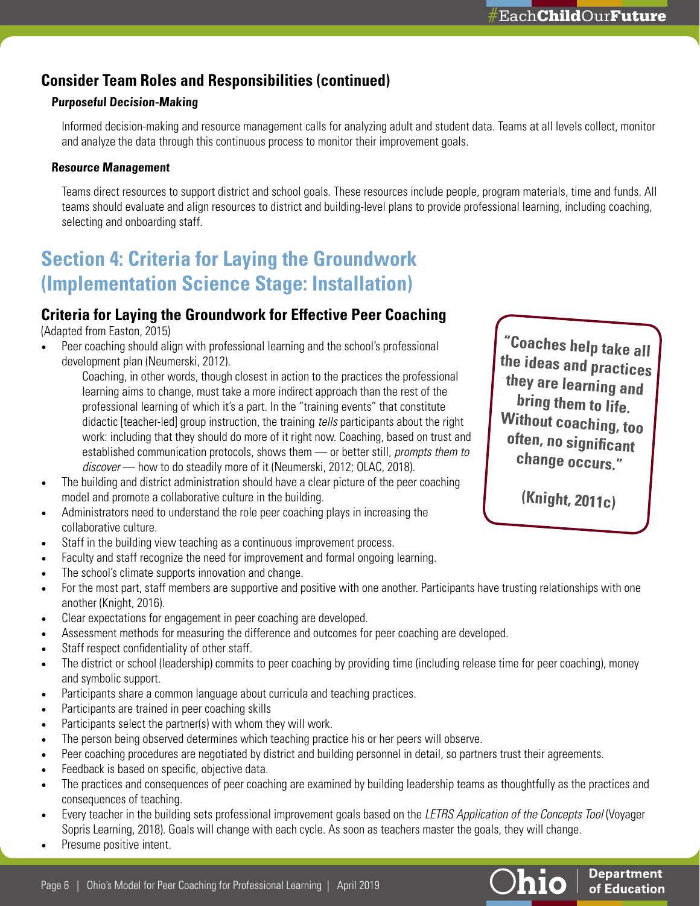### Consider Team Roles and Responsibilities (continued)

#### *Purposeful Decision-Making*

Informed decision-making and resource management calls for analyzing adult and student data. Teams at all levels collect, monitor and analyze the data through this continuous process to monitor their improvement goals.

#### *Resource Management*

Teams direct resources to support district and school goals. These resources include people, program materials, time and funds. All teams should evaluate and align resources to district and building-level plans to provide professional learning, including coaching, selecting and onboarding staff.

## Section 4: Criteria for Laying the Groundwork (Implementation Science Stage: Installation)

### Criteria for Laying the Groundwork for Effective Peer Coaching

(Adapted from Easton, 2015)

> **"Coaches help take all the ideas and practices they are learning and bring them to life. Without coaching, too often, no significant change occurs."**
>
> **(Knight, 2011c)**

- Peer coaching should align with professional learning and the school's professional development plan (Neumerski, 2012).

  > Coaching, in other words, though closest in action to the practices the professional learning aims to change, must take a more indirect approach than the rest of the professional learning of which it's a part. In the "training events" that constitute didactic [teacher-led] group instruction, the training *tells* participants about the right work: including that they should do more of it right now. Coaching, based on trust and established communication protocols, shows them — or better still, *prompts them to discover* — how to do steadily more of it (Neumerski, 2012; OLAC, 2018).

- The building and district administration should have a clear picture of the peer coaching model and promote a collaborative culture in the building.
- Administrators need to understand the role peer coaching plays in increasing the collaborative culture.
- Staff in the building view teaching as a continuous improvement process.
- Faculty and staff recognize the need for improvement and formal ongoing learning.
- The school's climate supports innovation and change.
- For the most part, staff members are supportive and positive with one another. Participants have trusting relationships with one another (Knight, 2016).
- Clear expectations for engagement in peer coaching are developed.
- Assessment methods for measuring the difference and outcomes for peer coaching are developed.
- Staff respect confidentiality of other staff.
- The district or school (leadership) commits to peer coaching by providing time (including release time for peer coaching), money and symbolic support.
- Participants share a common language about curricula and teaching practices.
- Participants are trained in peer coaching skills
- Participants select the partner(s) with whom they will work.
- The person being observed determines which teaching practice his or her peers will observe.
- Peer coaching procedures are negotiated by district and building personnel in detail, so partners trust their agreements.
- Feedback is based on specific, objective data.
- The practices and consequences of peer coaching are examined by building leadership teams as thoughtfully as the practices and consequences of teaching.
- Every teacher in the building sets professional improvement goals based on the *LETRS Application of the Concepts Tool* (Voyager Sopris Learning, 2018). Goals will change with each cycle. As soon as teachers master the goals, they will change.
- Presume positive intent.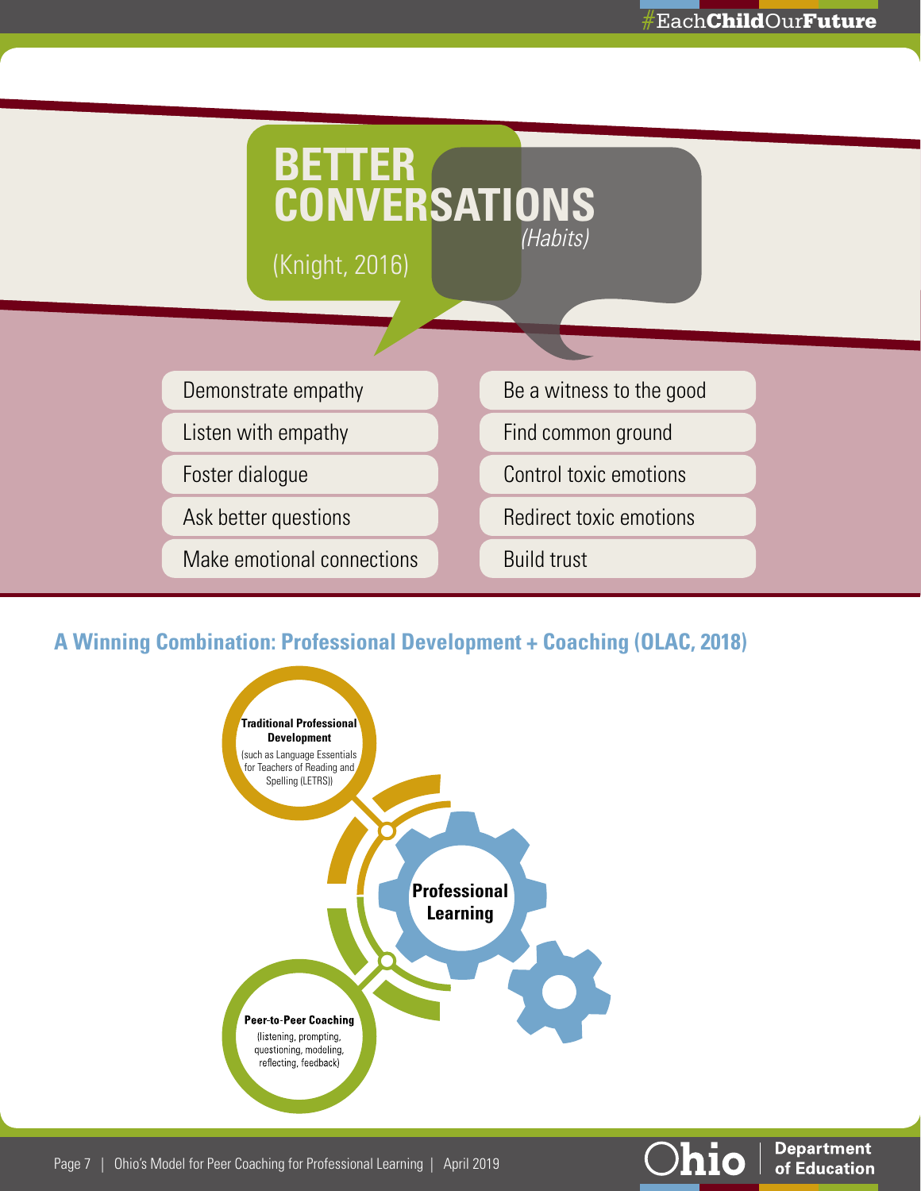## BETTER CONVERSATIONS *(Habits)*

(Knight, 2016)

- Demonstrate empathy
- Listen with empathy
- Foster dialogue
- Ask better questions
- Make emotional connections
- Be a witness to the good
- Find common ground
- Control toxic emotions
- Redirect toxic emotions
- Build trust

### A Winning Combination: Professional Development + Coaching (OLAC, 2018)

**Traditional Professional Development**
(such as Language Essentials for Teachers of Reading and Spelling (LETRS))

**Professional Learning**

**Peer-to-Peer Coaching**
(listening, prompting, questioning, modeling, reflecting, feedback)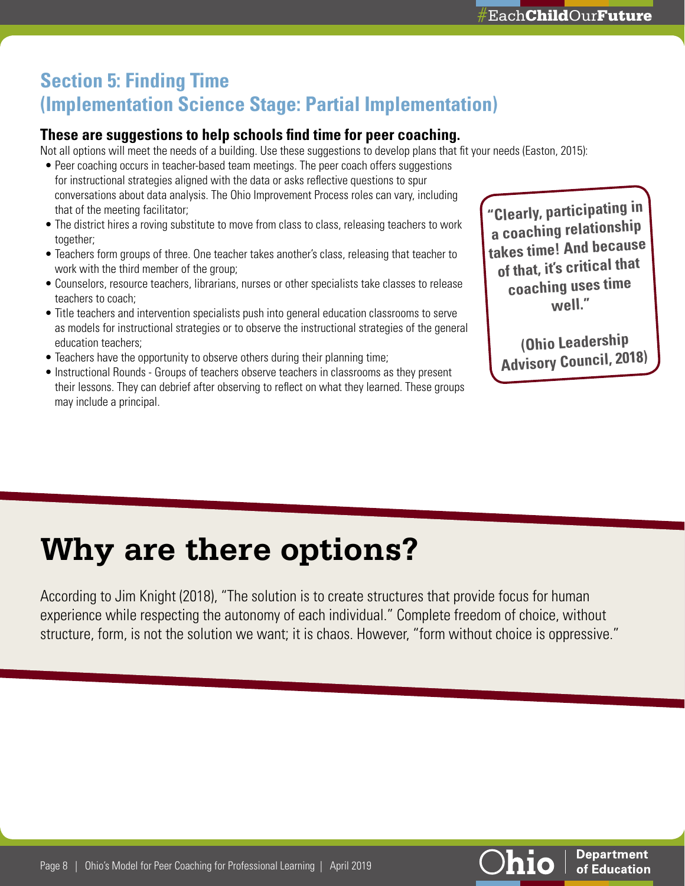## Section 5: Finding Time (Implementation Science Stage: Partial Implementation)

**These are suggestions to help schools find time for peer coaching.**

Not all options will meet the needs of a building. Use these suggestions to develop plans that fit your needs (Easton, 2015):

- Peer coaching occurs in teacher-based team meetings. The peer coach offers suggestions for instructional strategies aligned with the data or asks reflective questions to spur conversations about data analysis. The Ohio Improvement Process roles can vary, including that of the meeting facilitator;
- The district hires a roving substitute to move from class to class, releasing teachers to work together;
- Teachers form groups of three. One teacher takes another's class, releasing that teacher to work with the third member of the group;
- Counselors, resource teachers, librarians, nurses or other specialists take classes to release teachers to coach;
- Title teachers and intervention specialists push into general education classrooms to serve as models for instructional strategies or to observe the instructional strategies of the general education teachers;
- Teachers have the opportunity to observe others during their planning time;
- Instructional Rounds - Groups of teachers observe teachers in classrooms as they present their lessons. They can debrief after observing to reflect on what they learned. These groups may include a principal.

> **"Clearly, participating in a coaching relationship takes time! And because of that, it's critical that coaching uses time well."**
>
> **(Ohio Leadership Advisory Council, 2018)**

# Why are there options?

According to Jim Knight (2018), "The solution is to create structures that provide focus for human experience while respecting the autonomy of each individual." Complete freedom of choice, without structure, form, is not the solution we want; it is chaos. However, "form without choice is oppressive."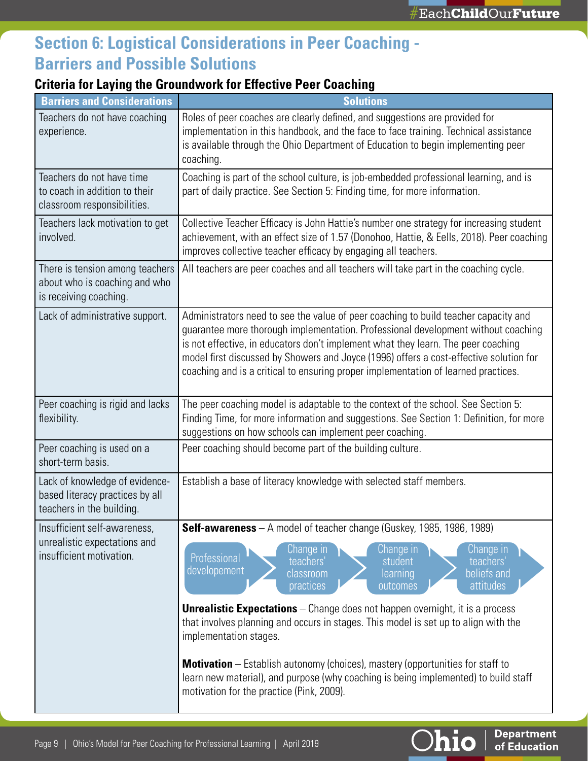## Section 6: Logistical Considerations in Peer Coaching - Barriers and Possible Solutions

### Criteria for Laying the Groundwork for Effective Peer Coaching

| Barriers and Considerations | Solutions |
|---|---|
| Teachers do not have coaching experience. | Roles of peer coaches are clearly defined, and suggestions are provided for implementation in this handbook, and the face to face training. Technical assistance is available through the Ohio Department of Education to begin implementing peer coaching. |
| Teachers do not have time to coach in addition to their classroom responsibilities. | Coaching is part of the school culture, is job-embedded professional learning, and is part of daily practice. See Section 5: Finding time, for more information. |
| Teachers lack motivation to get involved. | Collective Teacher Efficacy is John Hattie's number one strategy for increasing student achievement, with an effect size of 1.57 (Donohoo, Hattie, & Eells, 2018). Peer coaching improves collective teacher efficacy by engaging all teachers. |
| There is tension among teachers about who is coaching and who is receiving coaching. | All teachers are peer coaches and all teachers will take part in the coaching cycle. |
| Lack of administrative support. | Administrators need to see the value of peer coaching to build teacher capacity and guarantee more thorough implementation. Professional development without coaching is not effective, in educators don't implement what they learn. The peer coaching model first discussed by Showers and Joyce (1996) offers a cost-effective solution for coaching and is a critical to ensuring proper implementation of learned practices. |
| Peer coaching is rigid and lacks flexibility. | The peer coaching model is adaptable to the context of the school. See Section 5: Finding Time, for more information and suggestions. See Section 1: Definition, for more suggestions on how schools can implement peer coaching. |
| Peer coaching is used on a short-term basis. | Peer coaching should become part of the building culture. |
| Lack of knowledge of evidence-based literacy practices by all teachers in the building. | Establish a base of literacy knowledge with selected staff members. |
| Insufficient self-awareness, unrealistic expectations and insufficient motivation. | **Self-awareness** – A model of teacher change (Guskey, 1985, 1986, 1989)<br><br>Professional developement → Change in teachers' classroom practices → Change in student learning outcomes → Change in teachers' beliefs and attitudes<br><br>**Unrealistic Expectations** – Change does not happen overnight, it is a process that involves planning and occurs in stages. This model is set up to align with the implementation stages.<br><br>**Motivation** – Establish autonomy (choices), mastery (opportunities for staff to learn new material), and purpose (why coaching is being implemented) to build staff motivation for the practice (Pink, 2009). |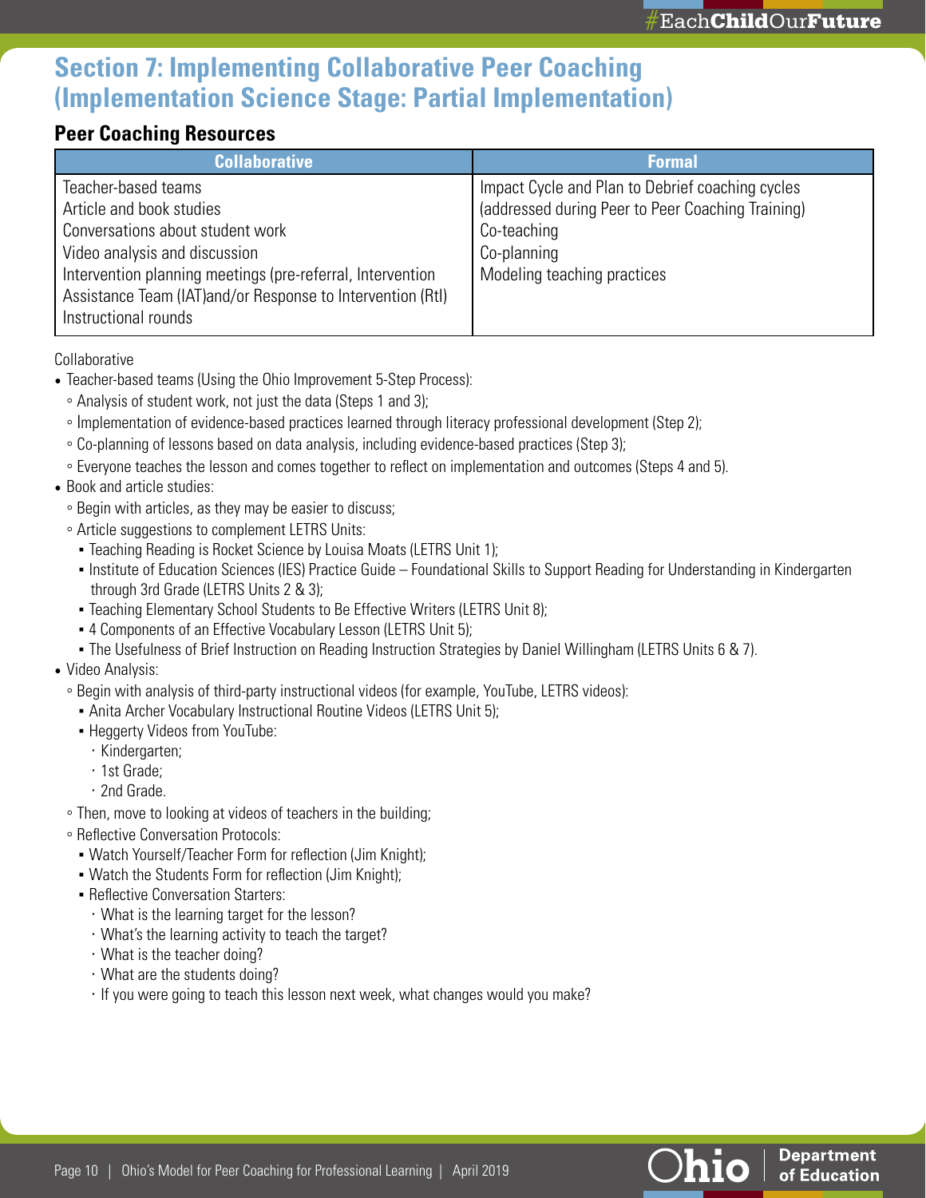## Section 7: Implementing Collaborative Peer Coaching (Implementation Science Stage: Partial Implementation)

### Peer Coaching Resources

| Collaborative | Formal |
|---|---|
| Teacher-based teams<br>Article and book studies<br>Conversations about student work<br>Video analysis and discussion<br>Intervention planning meetings (pre-referral, Intervention Assistance Team (IAT)and/or Response to Intervention (RtI)<br>Instructional rounds | Impact Cycle and Plan to Debrief coaching cycles (addressed during Peer to Peer Coaching Training)<br>Co-teaching<br>Co-planning<br>Modeling teaching practices |

Collaborative

- Teacher-based teams (Using the Ohio Improvement 5-Step Process):
  - Analysis of student work, not just the data (Steps 1 and 3);
  - Implementation of evidence-based practices learned through literacy professional development (Step 2);
  - Co-planning of lessons based on data analysis, including evidence-based practices (Step 3);
  - Everyone teaches the lesson and comes together to reflect on implementation and outcomes (Steps 4 and 5).
- Book and article studies:
  - Begin with articles, as they may be easier to discuss;
  - Article suggestions to complement LETRS Units:
    - Teaching Reading is Rocket Science by Louisa Moats (LETRS Unit 1);
    - Institute of Education Sciences (IES) Practice Guide – Foundational Skills to Support Reading for Understanding in Kindergarten through 3rd Grade (LETRS Units 2 & 3);
    - Teaching Elementary School Students to Be Effective Writers (LETRS Unit 8);
    - 4 Components of an Effective Vocabulary Lesson (LETRS Unit 5);
    - The Usefulness of Brief Instruction on Reading Instruction Strategies by Daniel Willingham (LETRS Units 6 & 7).
- Video Analysis:
  - Begin with analysis of third-party instructional videos (for example, YouTube, LETRS videos):
    - Anita Archer Vocabulary Instructional Routine Videos (LETRS Unit 5);
    - Heggerty Videos from YouTube:
      - Kindergarten;
      - 1st Grade;
      - 2nd Grade.
  - Then, move to looking at videos of teachers in the building;
  - Reflective Conversation Protocols:
    - Watch Yourself/Teacher Form for reflection (Jim Knight);
    - Watch the Students Form for reflection (Jim Knight);
    - Reflective Conversation Starters:
      - What is the learning target for the lesson?
      - What's the learning activity to teach the target?
      - What is the teacher doing?
      - What are the students doing?
      - If you were going to teach this lesson next week, what changes would you make?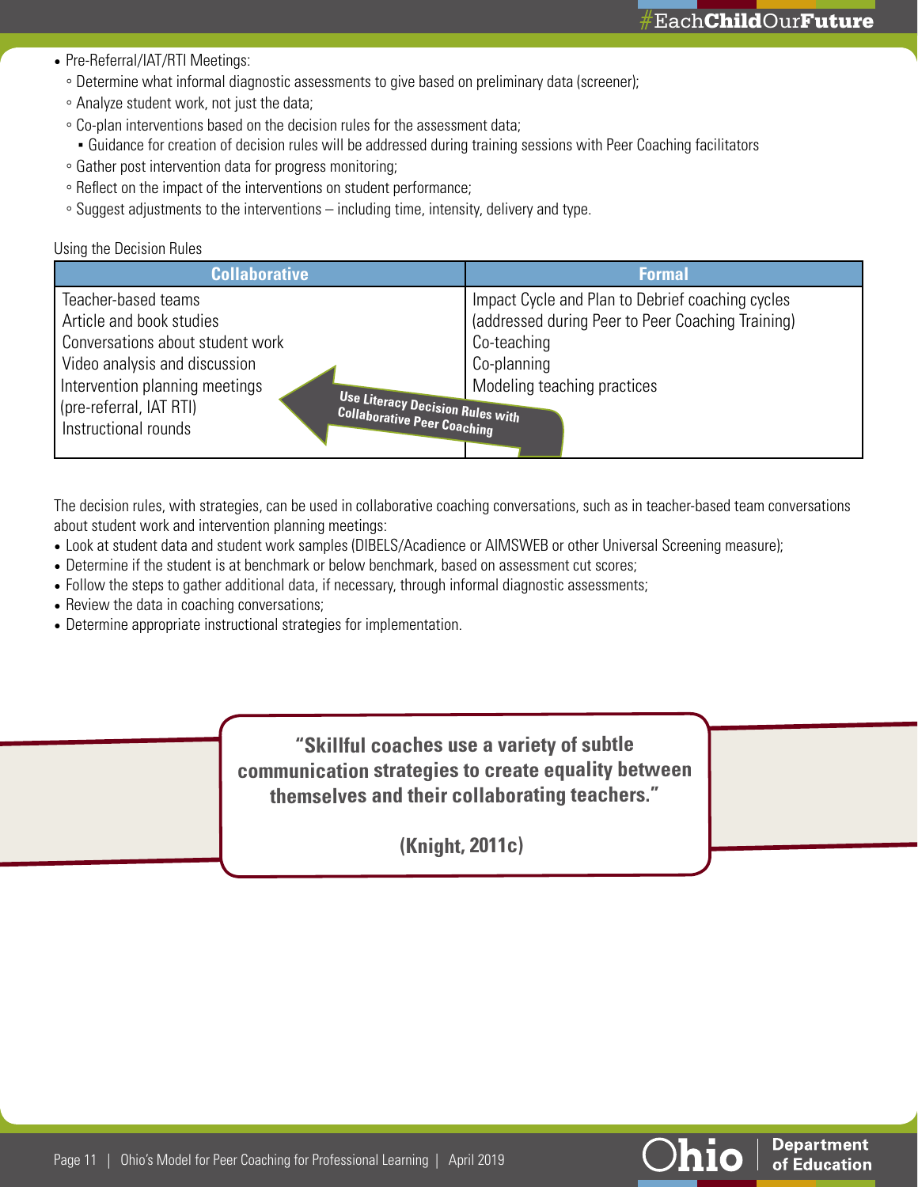- Pre-Referral/IAT/RTI Meetings:
  - Determine what informal diagnostic assessments to give based on preliminary data (screener);
  - Analyze student work, not just the data;
  - Co-plan interventions based on the decision rules for the assessment data;
    - Guidance for creation of decision rules will be addressed during training sessions with Peer Coaching facilitators
  - Gather post intervention data for progress monitoring;
  - Reflect on the impact of the interventions on student performance;
  - Suggest adjustments to the interventions – including time, intensity, delivery and type.

Using the Decision Rules

| Collaborative | Formal |
|---|---|
| Teacher-based teams<br>Article and book studies<br>Conversations about student work<br>Video analysis and discussion<br>Intervention planning meetings (pre-referral, IAT RTI)<br>Instructional rounds | Impact Cycle and Plan to Debrief coaching cycles (addressed during Peer to Peer Coaching Training)<br>Co-teaching<br>Co-planning<br>Modeling teaching practices |

Use Literacy Decision Rules with Collaborative Peer Coaching

The decision rules, with strategies, can be used in collaborative coaching conversations, such as in teacher-based team conversations about student work and intervention planning meetings:

- Look at student data and student work samples (DIBELS/Acadience or AIMSWEB or other Universal Screening measure);
- Determine if the student is at benchmark or below benchmark, based on assessment cut scores;
- Follow the steps to gather additional data, if necessary, through informal diagnostic assessments;
- Review the data in coaching conversations;
- Determine appropriate instructional strategies for implementation.

> **"Skillful coaches use a variety of subtle communication strategies to create equality between themselves and their collaborating teachers."**
>
> **(Knight, 2011c)**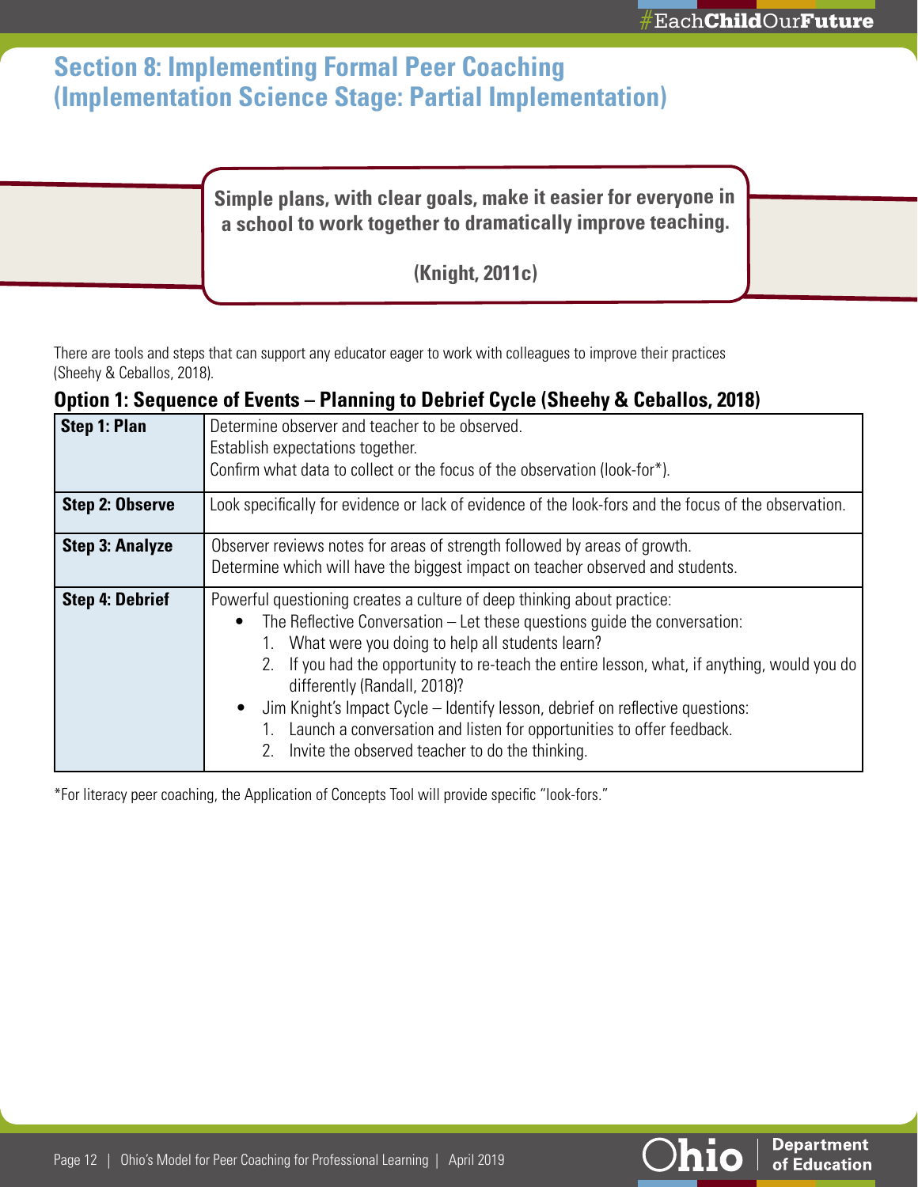## Section 8: Implementing Formal Peer Coaching (Implementation Science Stage: Partial Implementation)

> **Simple plans, with clear goals, make it easier for everyone in a school to work together to dramatically improve teaching.**
>
> **(Knight, 2011c)**

There are tools and steps that can support any educator eager to work with colleagues to improve their practices (Sheehy & Ceballos, 2018).

### Option 1: Sequence of Events – Planning to Debrief Cycle (Sheehy & Ceballos, 2018)

| Step | Description |
|---|---|
| **Step 1: Plan** | Determine observer and teacher to be observed.<br>Establish expectations together.<br>Confirm what data to collect or the focus of the observation (look-for*). |
| **Step 2: Observe** | Look specifically for evidence or lack of evidence of the look-fors and the focus of the observation. |
| **Step 3: Analyze** | Observer reviews notes for areas of strength followed by areas of growth.<br>Determine which will have the biggest impact on teacher observed and students. |
| **Step 4: Debrief** | Powerful questioning creates a culture of deep thinking about practice:<br>• The Reflective Conversation – Let these questions guide the conversation:<br>1. What were you doing to help all students learn?<br>2. If you had the opportunity to re-teach the entire lesson, what, if anything, would you do differently (Randall, 2018)?<br>• Jim Knight's Impact Cycle – Identify lesson, debrief on reflective questions:<br>1. Launch a conversation and listen for opportunities to offer feedback.<br>2. Invite the observed teacher to do the thinking. |

*For literacy peer coaching, the Application of Concepts Tool will provide specific "look-fors."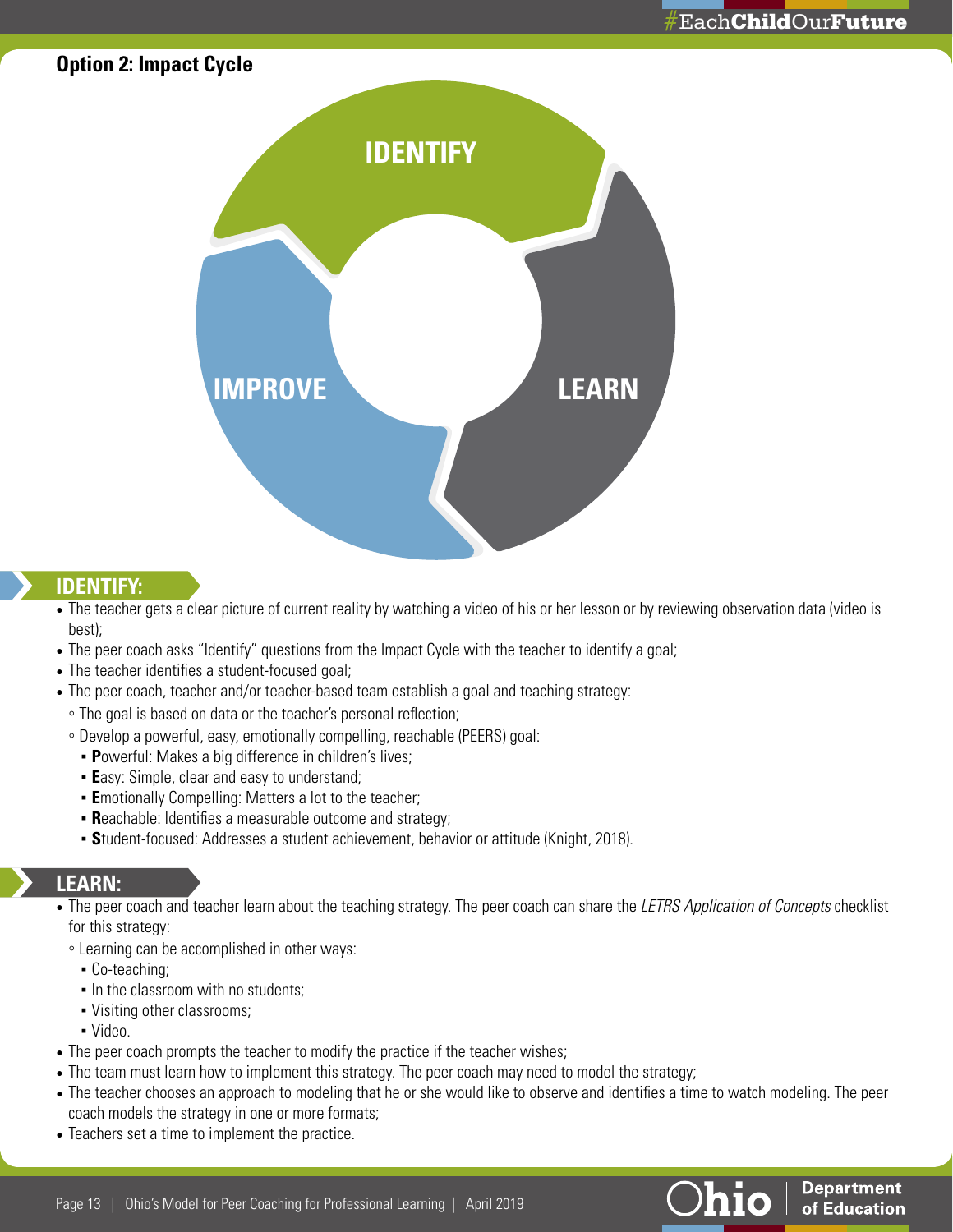### Option 2: Impact Cycle

IDENTIFY

LEARN

IMPROVE

#### IDENTIFY:

- The teacher gets a clear picture of current reality by watching a video of his or her lesson or by reviewing observation data (video is best);
- The peer coach asks "Identify" questions from the Impact Cycle with the teacher to identify a goal;
- The teacher identifies a student-focused goal;
- The peer coach, teacher and/or teacher-based team establish a goal and teaching strategy:
  - The goal is based on data or the teacher's personal reflection;
  - Develop a powerful, easy, emotionally compelling, reachable (PEERS) goal:
    - **P**owerful: Makes a big difference in children's lives;
    - **E**asy: Simple, clear and easy to understand;
    - **E**motionally Compelling: Matters a lot to the teacher;
    - **R**eachable: Identifies a measurable outcome and strategy;
    - **S**tudent-focused: Addresses a student achievement, behavior or attitude (Knight, 2018).

#### LEARN:

- The peer coach and teacher learn about the teaching strategy. The peer coach can share the *LETRS Application of Concepts* checklist for this strategy:
  - Learning can be accomplished in other ways:
    - Co-teaching;
    - In the classroom with no students;
    - Visiting other classrooms;
    - Video.
- The peer coach prompts the teacher to modify the practice if the teacher wishes;
- The team must learn how to implement this strategy. The peer coach may need to model the strategy;
- The teacher chooses an approach to modeling that he or she would like to observe and identifies a time to watch modeling. The peer coach models the strategy in one or more formats;
- Teachers set a time to implement the practice.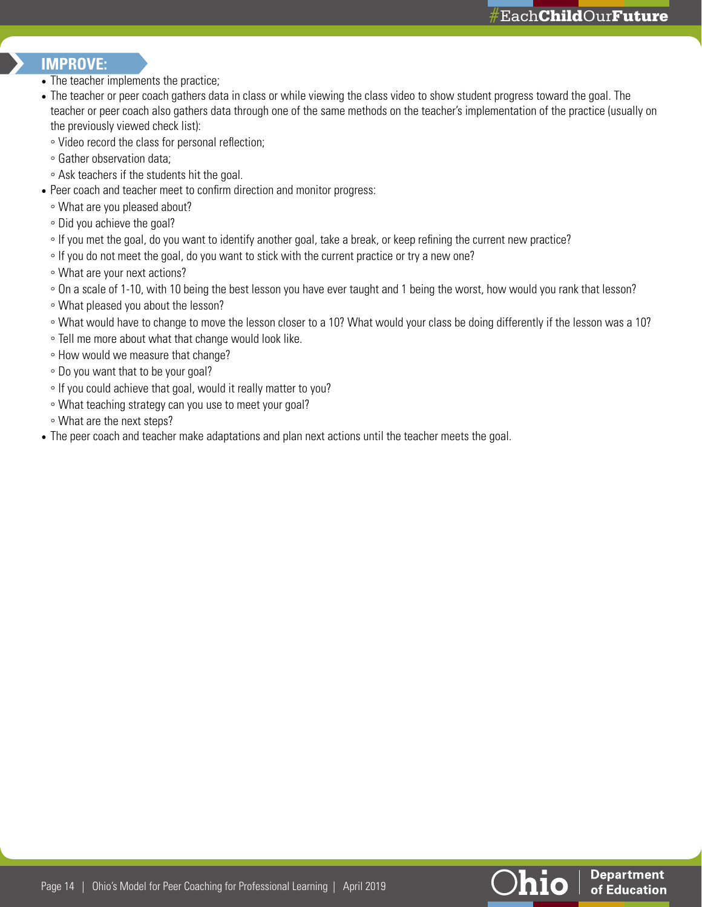## IMPROVE:

- The teacher implements the practice;
- The teacher or peer coach gathers data in class or while viewing the class video to show student progress toward the goal. The teacher or peer coach also gathers data through one of the same methods on the teacher's implementation of the practice (usually on the previously viewed check list):
  - Video record the class for personal reflection;
  - Gather observation data;
  - Ask teachers if the students hit the goal.
- Peer coach and teacher meet to confirm direction and monitor progress:
  - What are you pleased about?
  - Did you achieve the goal?
  - If you met the goal, do you want to identify another goal, take a break, or keep refining the current new practice?
  - If you do not meet the goal, do you want to stick with the current practice or try a new one?
  - What are your next actions?
  - On a scale of 1-10, with 10 being the best lesson you have ever taught and 1 being the worst, how would you rank that lesson?
  - What pleased you about the lesson?
  - What would have to change to move the lesson closer to a 10? What would your class be doing differently if the lesson was a 10?
  - Tell me more about what that change would look like.
  - How would we measure that change?
  - Do you want that to be your goal?
  - If you could achieve that goal, would it really matter to you?
  - What teaching strategy can you use to meet your goal?
  - What are the next steps?
- The peer coach and teacher make adaptations and plan next actions until the teacher meets the goal.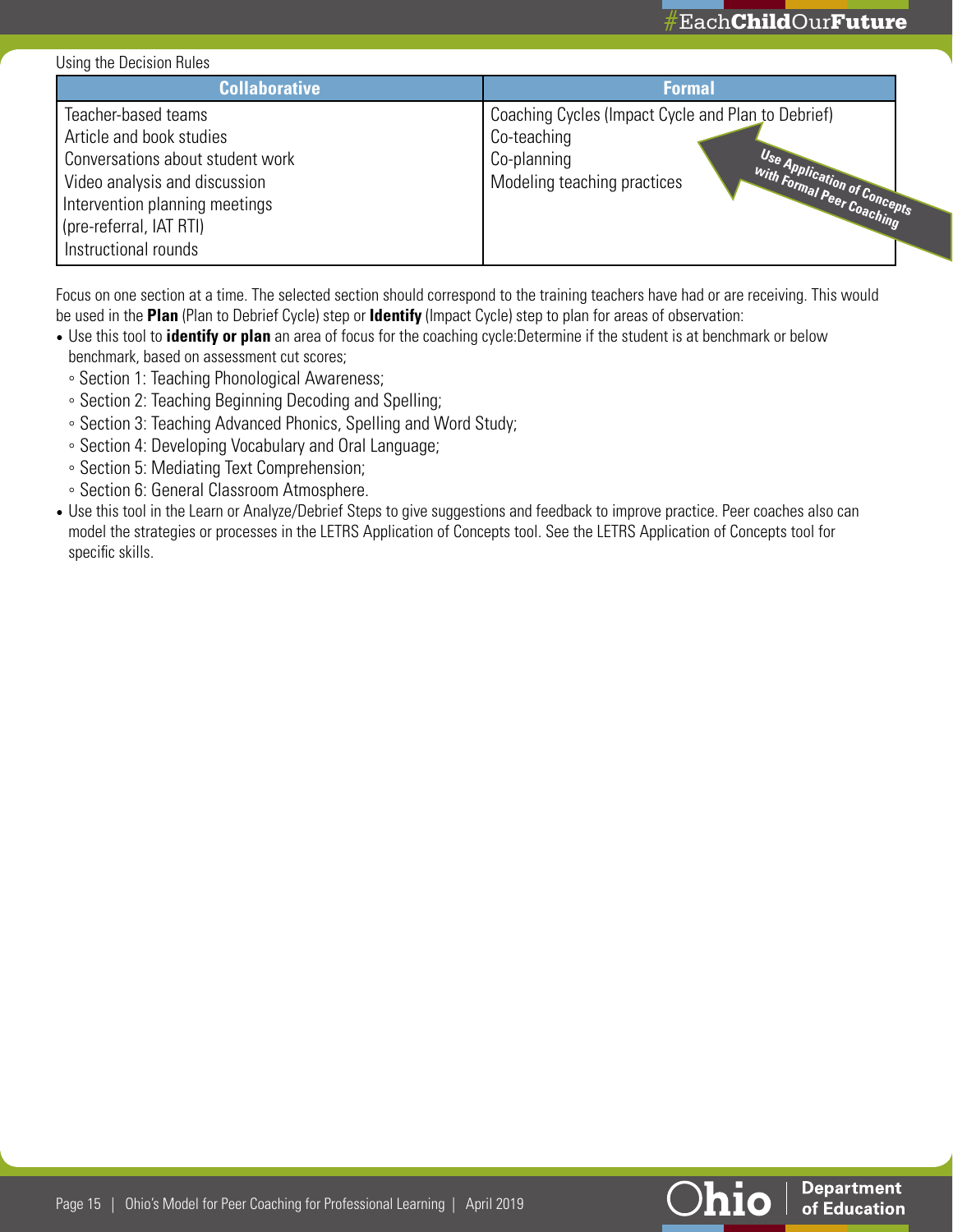Using the Decision Rules

| Collaborative | Formal |
|---|---|
| Teacher-based teams<br>Article and book studies<br>Conversations about student work<br>Video analysis and discussion<br>Intervention planning meetings<br>(pre-referral, IAT RTI)<br>Instructional rounds | Coaching Cycles (Impact Cycle and Plan to Debrief)<br>Co-teaching<br>Co-planning<br>Modeling teaching practices |

**Use Application of Concepts with Formal Peer Coaching**

Focus on one section at a time. The selected section should correspond to the training teachers have had or are receiving. This would be used in the **Plan** (Plan to Debrief Cycle) step or **Identify** (Impact Cycle) step to plan for areas of observation:

- Use this tool to **identify or plan** an area of focus for the coaching cycle:Determine if the student is at benchmark or below benchmark, based on assessment cut scores;
  - Section 1: Teaching Phonological Awareness;
  - Section 2: Teaching Beginning Decoding and Spelling;
  - Section 3: Teaching Advanced Phonics, Spelling and Word Study;
  - Section 4: Developing Vocabulary and Oral Language;
  - Section 5: Mediating Text Comprehension;
  - Section 6: General Classroom Atmosphere.
- Use this tool in the Learn or Analyze/Debrief Steps to give suggestions and feedback to improve practice. Peer coaches also can model the strategies or processes in the LETRS Application of Concepts tool. See the LETRS Application of Concepts tool for specific skills.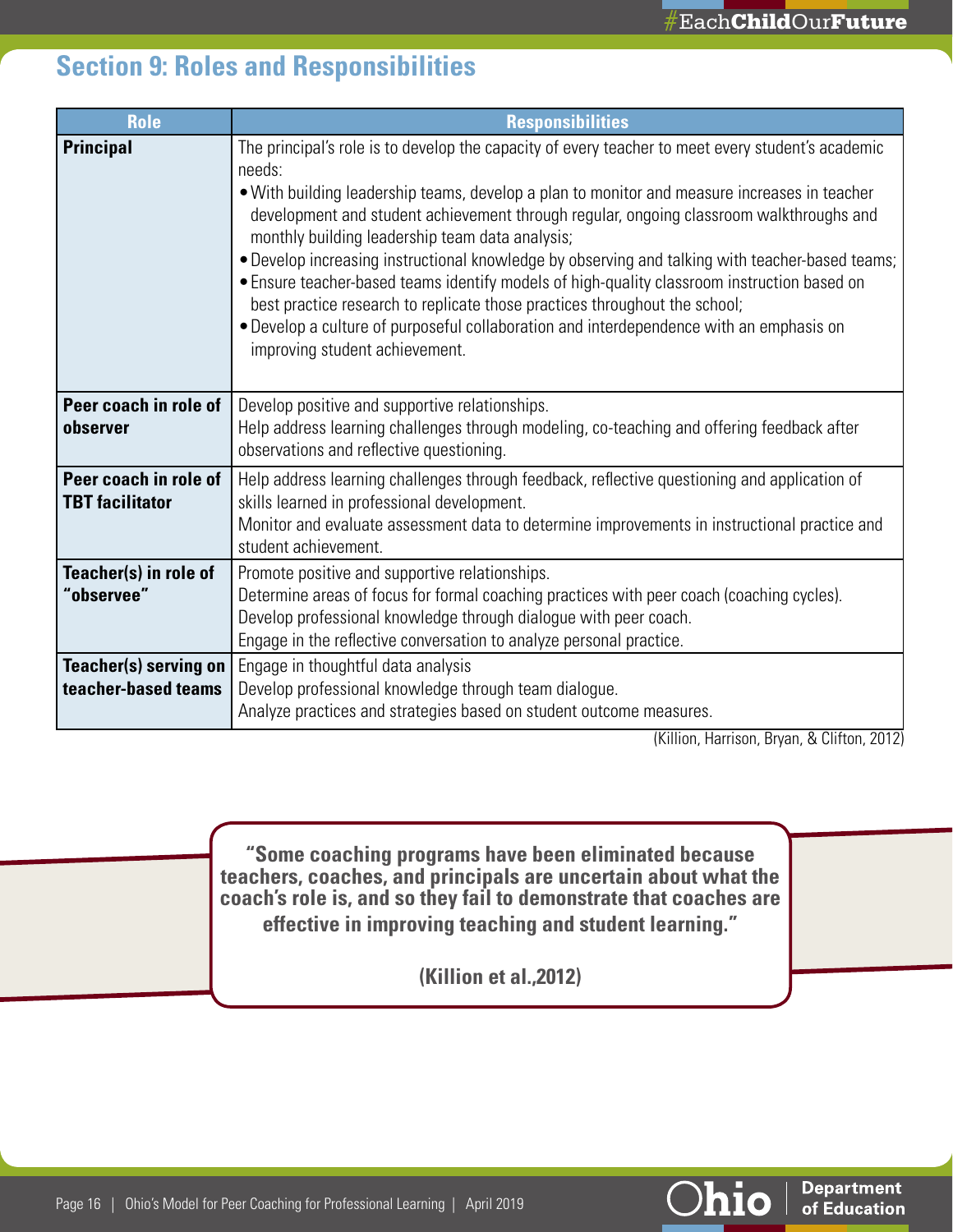## Section 9: Roles and Responsibilities

| Role | Responsibilities |
|---|---|
| **Principal** | The principal's role is to develop the capacity of every teacher to meet every student's academic needs: <br>• With building leadership teams, develop a plan to monitor and measure increases in teacher development and student achievement through regular, ongoing classroom walkthroughs and monthly building leadership team data analysis; <br>• Develop increasing instructional knowledge by observing and talking with teacher-based teams; <br>• Ensure teacher-based teams identify models of high-quality classroom instruction based on best practice research to replicate those practices throughout the school; <br>• Develop a culture of purposeful collaboration and interdependence with an emphasis on improving student achievement. |
| **Peer coach in role of observer** | Develop positive and supportive relationships. <br>Help address learning challenges through modeling, co-teaching and offering feedback after observations and reflective questioning. |
| **Peer coach in role of TBT facilitator** | Help address learning challenges through feedback, reflective questioning and application of skills learned in professional development. <br>Monitor and evaluate assessment data to determine improvements in instructional practice and student achievement. |
| **Teacher(s) in role of "observee"** | Promote positive and supportive relationships. <br>Determine areas of focus for formal coaching practices with peer coach (coaching cycles). <br>Develop professional knowledge through dialogue with peer coach. <br>Engage in the reflective conversation to analyze personal practice. |
| **Teacher(s) serving on teacher-based teams** | Engage in thoughtful data analysis <br>Develop professional knowledge through team dialogue. <br>Analyze practices and strategies based on student outcome measures. |

(Killion, Harrison, Bryan, & Clifton, 2012)

> **"Some coaching programs have been eliminated because teachers, coaches, and principals are uncertain about what the coach's role is, and so they fail to demonstrate that coaches are effective in improving teaching and student learning."**
>
> **(Killion et al.,2012)**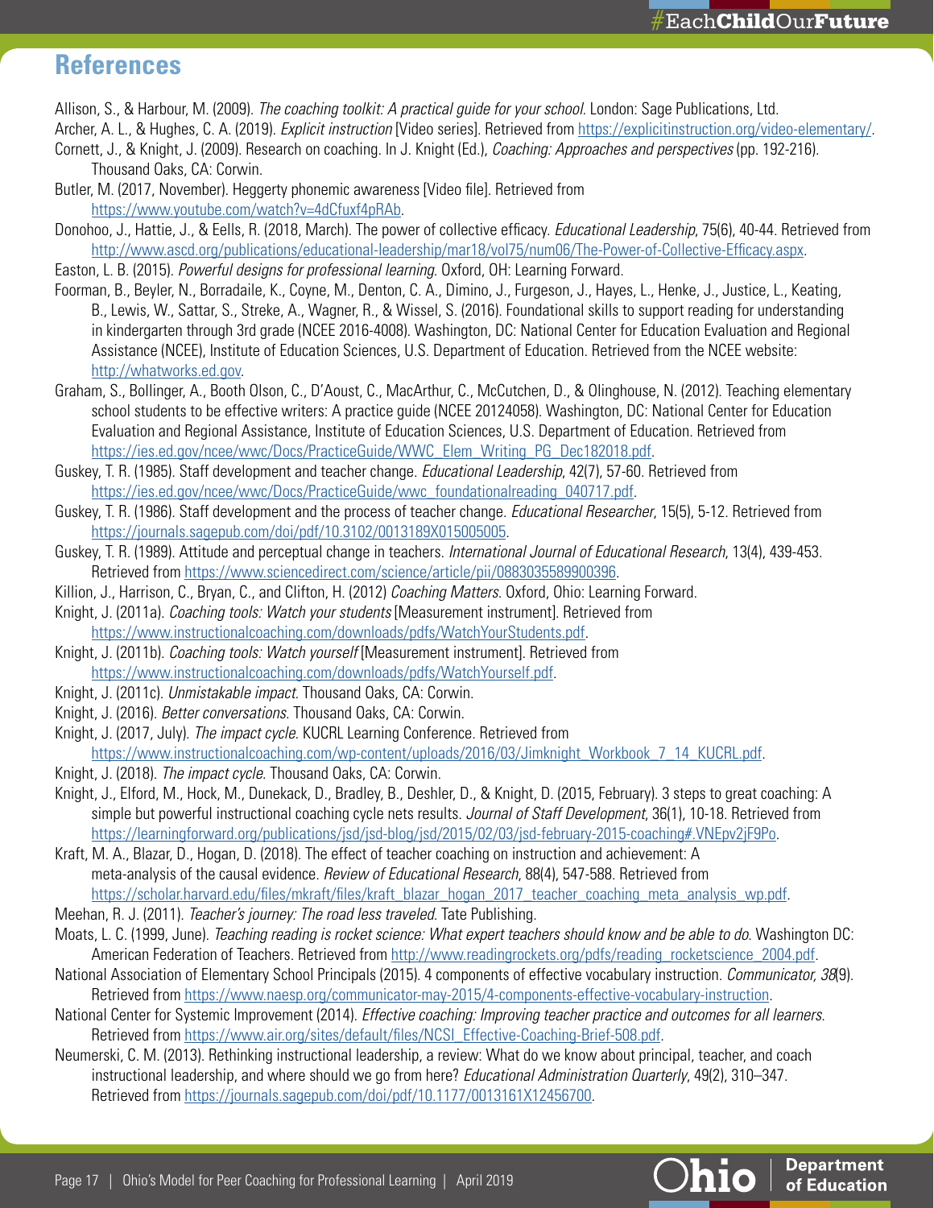# References

Allison, S., & Harbour, M. (2009). *The coaching toolkit: A practical guide for your school*. London: Sage Publications, Ltd.

Archer, A. L., & Hughes, C. A. (2019). *Explicit instruction* [Video series]. Retrieved from https://explicitinstruction.org/video-elementary/.

Cornett, J., & Knight, J. (2009). Research on coaching. In J. Knight (Ed.), *Coaching: Approaches and perspectives* (pp. 192-216). Thousand Oaks, CA: Corwin.

Butler, M. (2017, November). Heggerty phonemic awareness [Video file]. Retrieved from https://www.youtube.com/watch?v=4dCfuxf4pRAb.

Donohoo, J., Hattie, J., & Eells, R. (2018, March). The power of collective efficacy. *Educational Leadership*, 75(6), 40-44. Retrieved from http://www.ascd.org/publications/educational-leadership/mar18/vol75/num06/The-Power-of-Collective-Efficacy.aspx.

Easton, L. B. (2015). *Powerful designs for professional learning*. Oxford, OH: Learning Forward.

Foorman, B., Beyler, N., Borradaile, K., Coyne, M., Denton, C. A., Dimino, J., Furgeson, J., Hayes, L., Henke, J., Justice, L., Keating, B., Lewis, W., Sattar, S., Streke, A., Wagner, R., & Wissel, S. (2016). Foundational skills to support reading for understanding in kindergarten through 3rd grade (NCEE 2016-4008). Washington, DC: National Center for Education Evaluation and Regional Assistance (NCEE), Institute of Education Sciences, U.S. Department of Education. Retrieved from the NCEE website: http://whatworks.ed.gov.

Graham, S., Bollinger, A., Booth Olson, C., D'Aoust, C., MacArthur, C., McCutchen, D., & Olinghouse, N. (2012). Teaching elementary school students to be effective writers: A practice guide (NCEE 20124058). Washington, DC: National Center for Education Evaluation and Regional Assistance, Institute of Education Sciences, U.S. Department of Education. Retrieved from https://ies.ed.gov/ncee/wwc/Docs/PracticeGuide/WWC_Elem_Writing_PG_Dec182018.pdf.

Guskey, T. R. (1985). Staff development and teacher change. *Educational Leadership*, 42(7), 57-60. Retrieved from https://ies.ed.gov/ncee/wwc/Docs/PracticeGuide/wwc_foundationalreading_040717.pdf.

Guskey, T. R. (1986). Staff development and the process of teacher change. *Educational Researcher*, 15(5), 5-12. Retrieved from https://journals.sagepub.com/doi/pdf/10.3102/0013189X015005005.

Guskey, T. R. (1989). Attitude and perceptual change in teachers. *International Journal of Educational Research*, 13(4), 439-453. Retrieved from https://www.sciencedirect.com/science/article/pii/0883035589900396.

Killion, J., Harrison, C., Bryan, C., and Clifton, H. (2012) *Coaching Matters*. Oxford, Ohio: Learning Forward.

Knight, J. (2011a). *Coaching tools: Watch your students* [Measurement instrument]. Retrieved from https://www.instructionalcoaching.com/downloads/pdfs/WatchYourStudents.pdf.

Knight, J. (2011b). *Coaching tools: Watch yourself* [Measurement instrument]. Retrieved from https://www.instructionalcoaching.com/downloads/pdfs/WatchYourself.pdf.

Knight, J. (2011c). *Unmistakable impact*. Thousand Oaks, CA: Corwin.

Knight, J. (2016). *Better conversations*. Thousand Oaks, CA: Corwin.

Knight, J. (2017, July). *The impact cycle*. KUCRL Learning Conference. Retrieved from https://www.instructionalcoaching.com/wp-content/uploads/2016/03/Jimknight_Workbook_7_14_KUCRL.pdf.

Knight, J. (2018). *The impact cycle*. Thousand Oaks, CA: Corwin.

Knight, J., Elford, M., Hock, M., Dunekack, D., Bradley, B., Deshler, D., & Knight, D. (2015, February). 3 steps to great coaching: A simple but powerful instructional coaching cycle nets results. *Journal of Staff Development*, 36(1), 10-18. Retrieved from https://learningforward.org/publications/jsd/jsd-blog/jsd/2015/02/03/jsd-february-2015-coaching#.VNEpv2jF9Po.

Kraft, M. A., Blazar, D., Hogan, D. (2018). The effect of teacher coaching on instruction and achievement: A meta-analysis of the causal evidence. *Review of Educational Research*, 88(4), 547-588. Retrieved from https://scholar.harvard.edu/files/mkraft/files/kraft_blazar_hogan_2017_teacher_coaching_meta_analysis_wp.pdf.

Meehan, R. J. (2011). *Teacher's journey: The road less traveled*. Tate Publishing.

Moats, L. C. (1999, June). *Teaching reading is rocket science: What expert teachers should know and be able to do.* Washington DC: American Federation of Teachers. Retrieved from http://www.readingrockets.org/pdfs/reading_rocketscience_2004.pdf.

National Association of Elementary School Principals (2015). 4 components of effective vocabulary instruction. *Communicator, 38*(9). Retrieved from https://www.naesp.org/communicator-may-2015/4-components-effective-vocabulary-instruction.

National Center for Systemic Improvement (2014). *Effective coaching: Improving teacher practice and outcomes for all learners.* Retrieved from https://www.air.org/sites/default/files/NCSI_Effective-Coaching-Brief-508.pdf.

Neumerski, C. M. (2013). Rethinking instructional leadership, a review: What do we know about principal, teacher, and coach instructional leadership, and where should we go from here? *Educational Administration Quarterly*, 49(2), 310–347. Retrieved from https://journals.sagepub.com/doi/pdf/10.1177/0013161X12456700.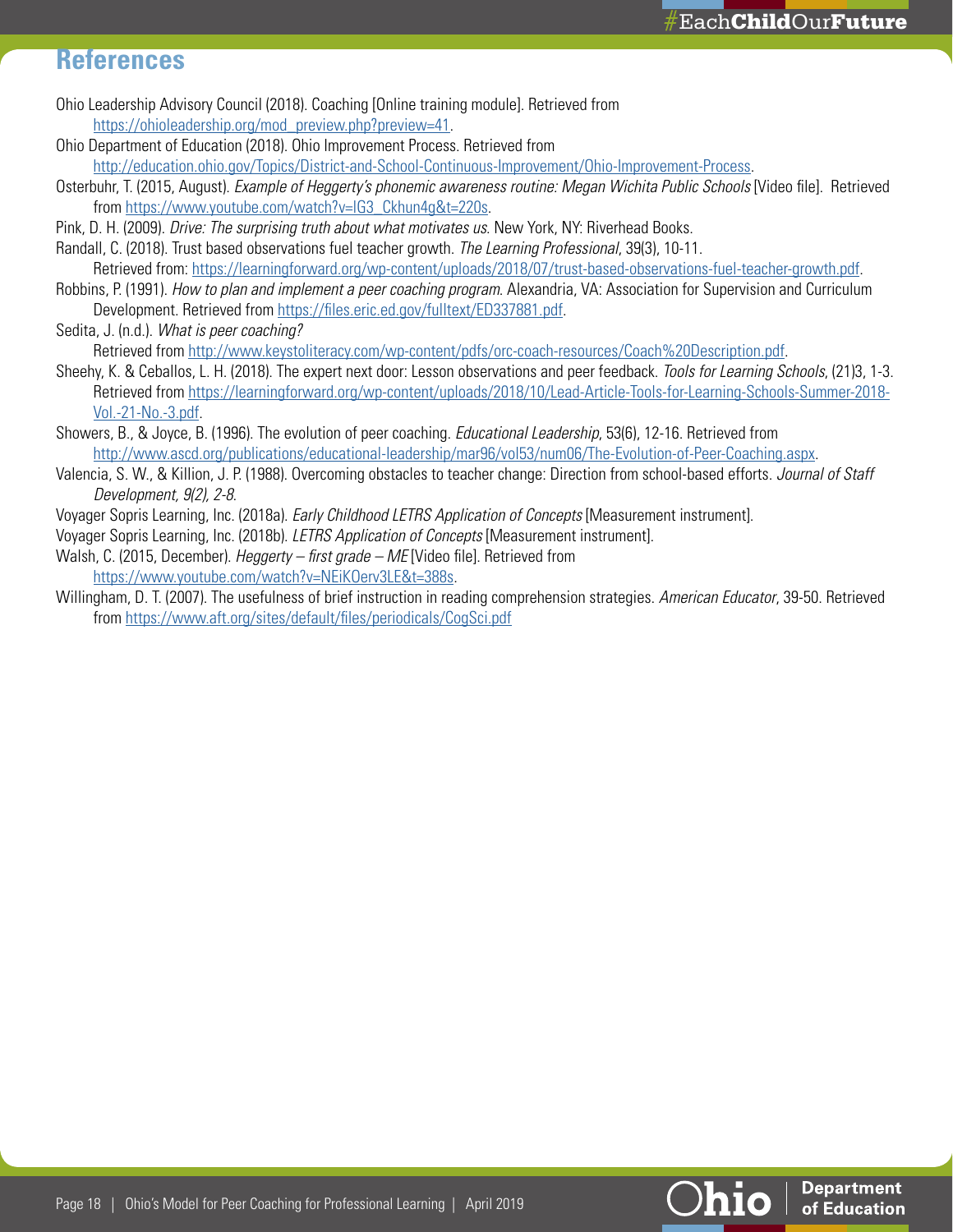## References

Ohio Leadership Advisory Council (2018). Coaching [Online training module]. Retrieved from https://ohioleadership.org/mod_preview.php?preview=41.

Ohio Department of Education (2018). Ohio Improvement Process. Retrieved from http://education.ohio.gov/Topics/District-and-School-Continuous-Improvement/Ohio-Improvement-Process.

Osterbuhr, T. (2015, August). *Example of Heggerty's phonemic awareness routine: Megan Wichita Public Schools* [Video file]. Retrieved from https://www.youtube.com/watch?v=lG3_Ckhun4g&t=220s.

Pink, D. H. (2009). *Drive: The surprising truth about what motivates us*. New York, NY: Riverhead Books.

Randall, C. (2018). Trust based observations fuel teacher growth. *The Learning Professional*, 39(3), 10-11. Retrieved from: https://learningforward.org/wp-content/uploads/2018/07/trust-based-observations-fuel-teacher-growth.pdf.

Robbins, P. (1991). *How to plan and implement a peer coaching program*. Alexandria, VA: Association for Supervision and Curriculum Development. Retrieved from https://files.eric.ed.gov/fulltext/ED337881.pdf.

Sedita, J. (n.d.). *What is peer coaching?* Retrieved from http://www.keystoliteracy.com/wp-content/pdfs/orc-coach-resources/Coach%20Description.pdf.

Sheehy, K. & Ceballos, L. H. (2018). The expert next door: Lesson observations and peer feedback. *Tools for Learning Schools*, (21)3, 1-3. Retrieved from https://learningforward.org/wp-content/uploads/2018/10/Lead-Article-Tools-for-Learning-Schools-Summer-2018-Vol.-21-No.-3.pdf.

Showers, B., & Joyce, B. (1996). The evolution of peer coaching. *Educational Leadership*, 53(6), 12-16. Retrieved from http://www.ascd.org/publications/educational-leadership/mar96/vol53/num06/The-Evolution-of-Peer-Coaching.aspx.

Valencia, S. W., & Killion, J. P. (1988). Overcoming obstacles to teacher change: Direction from school-based efforts. *Journal of Staff Development, 9(2), 2-8.*

Voyager Sopris Learning, Inc. (2018a). *Early Childhood LETRS Application of Concepts* [Measurement instrument].

Voyager Sopris Learning, Inc. (2018b). *LETRS Application of Concepts* [Measurement instrument].

Walsh, C. (2015, December). *Heggerty – first grade – ME* [Video file]. Retrieved from https://www.youtube.com/watch?v=NEiKOerv3LE&t=388s.

Willingham, D. T. (2007). The usefulness of brief instruction in reading comprehension strategies. *American Educator*, 39-50. Retrieved from https://www.aft.org/sites/default/files/periodicals/CogSci.pdf